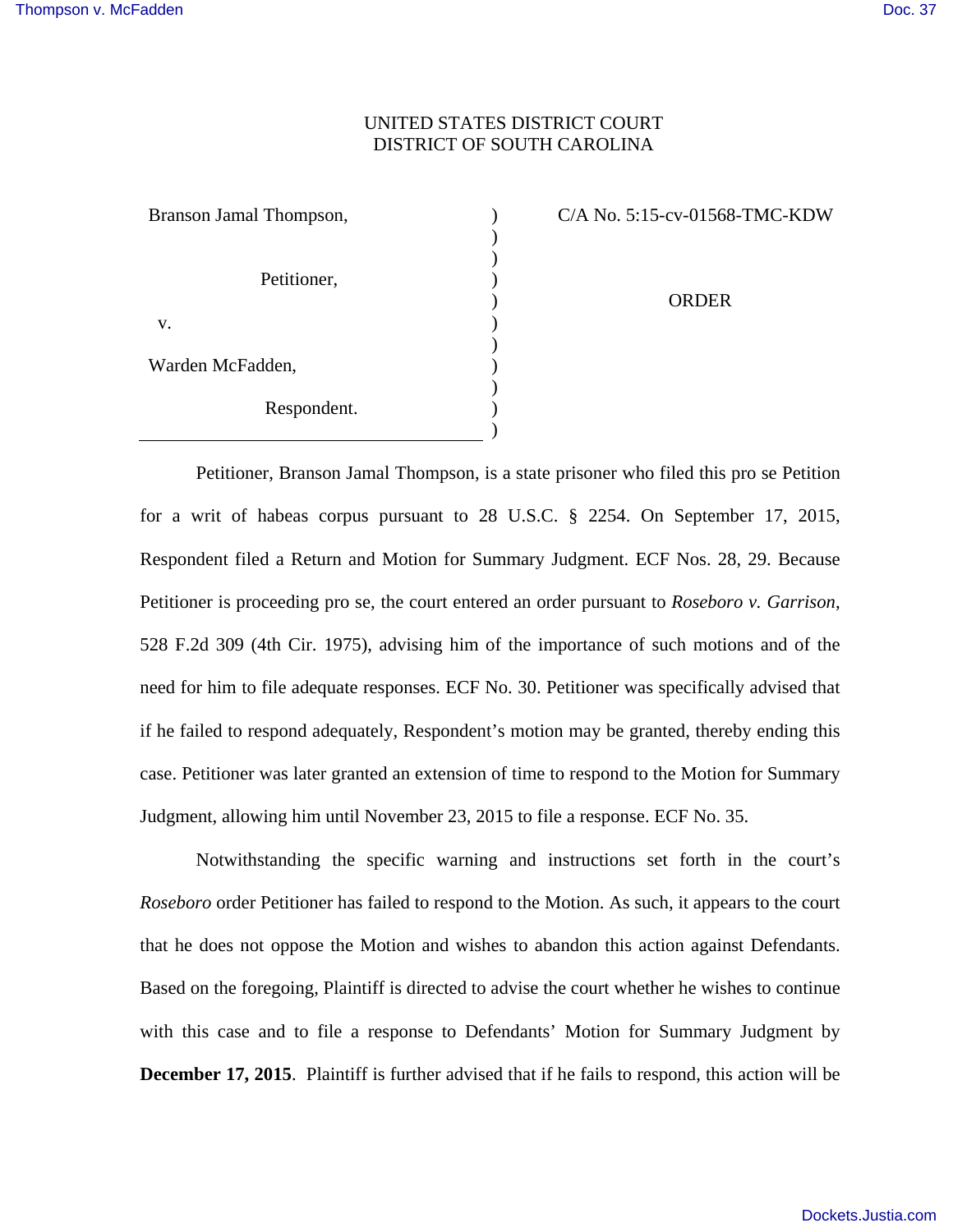UNITED STATES DISTRICT COURT
DISTRICT OF SOUTH CAROLINA

| | |
|---|---|
| Branson Jamal Thompson,<br><br>Petitioner,<br><br>v.<br><br>Warden McFadden,<br><br>Respondent. | C/A No. 5:15-cv-01568-TMC-KDW<br><br>ORDER |

Petitioner, Branson Jamal Thompson, is a state prisoner who filed this pro se Petition for a writ of habeas corpus pursuant to 28 U.S.C. § 2254. On September 17, 2015, Respondent filed a Return and Motion for Summary Judgment. ECF Nos. 28, 29. Because Petitioner is proceeding pro se, the court entered an order pursuant to *Roseboro v. Garrison*, 528 F.2d 309 (4th Cir. 1975), advising him of the importance of such motions and of the need for him to file adequate responses. ECF No. 30. Petitioner was specifically advised that if he failed to respond adequately, Respondent's motion may be granted, thereby ending this case. Petitioner was later granted an extension of time to respond to the Motion for Summary Judgment, allowing him until November 23, 2015 to file a response. ECF No. 35.

Notwithstanding the specific warning and instructions set forth in the court's *Roseboro* order Petitioner has failed to respond to the Motion. As such, it appears to the court that he does not oppose the Motion and wishes to abandon this action against Defendants. Based on the foregoing, Plaintiff is directed to advise the court whether he wishes to continue with this case and to file a response to Defendants' Motion for Summary Judgment by **December 17, 2015**. Plaintiff is further advised that if he fails to respond, this action will be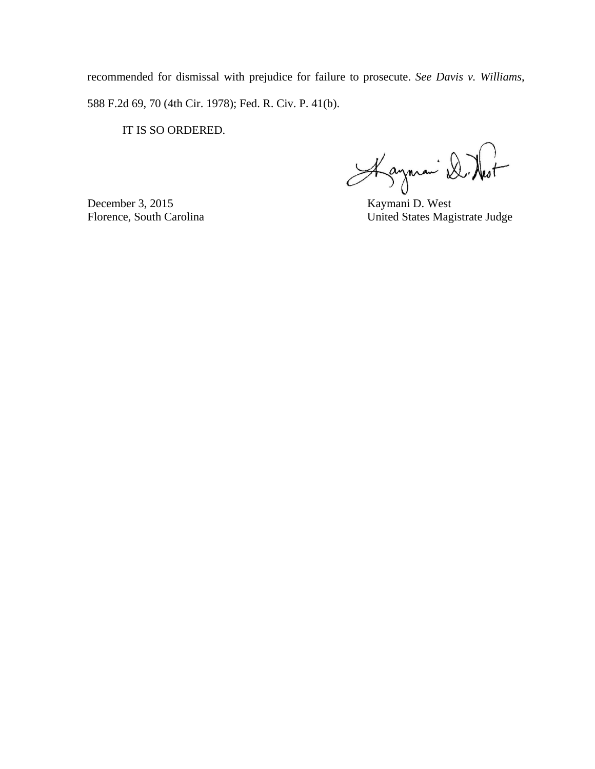recommended for dismissal with prejudice for failure to prosecute. *See Davis v. Williams*, 588 F.2d 69, 70 (4th Cir. 1978); Fed. R. Civ. P. 41(b).

IT IS SO ORDERED.

December 3, 2015
Florence, South Carolina

Kaymani D. West
United States Magistrate Judge